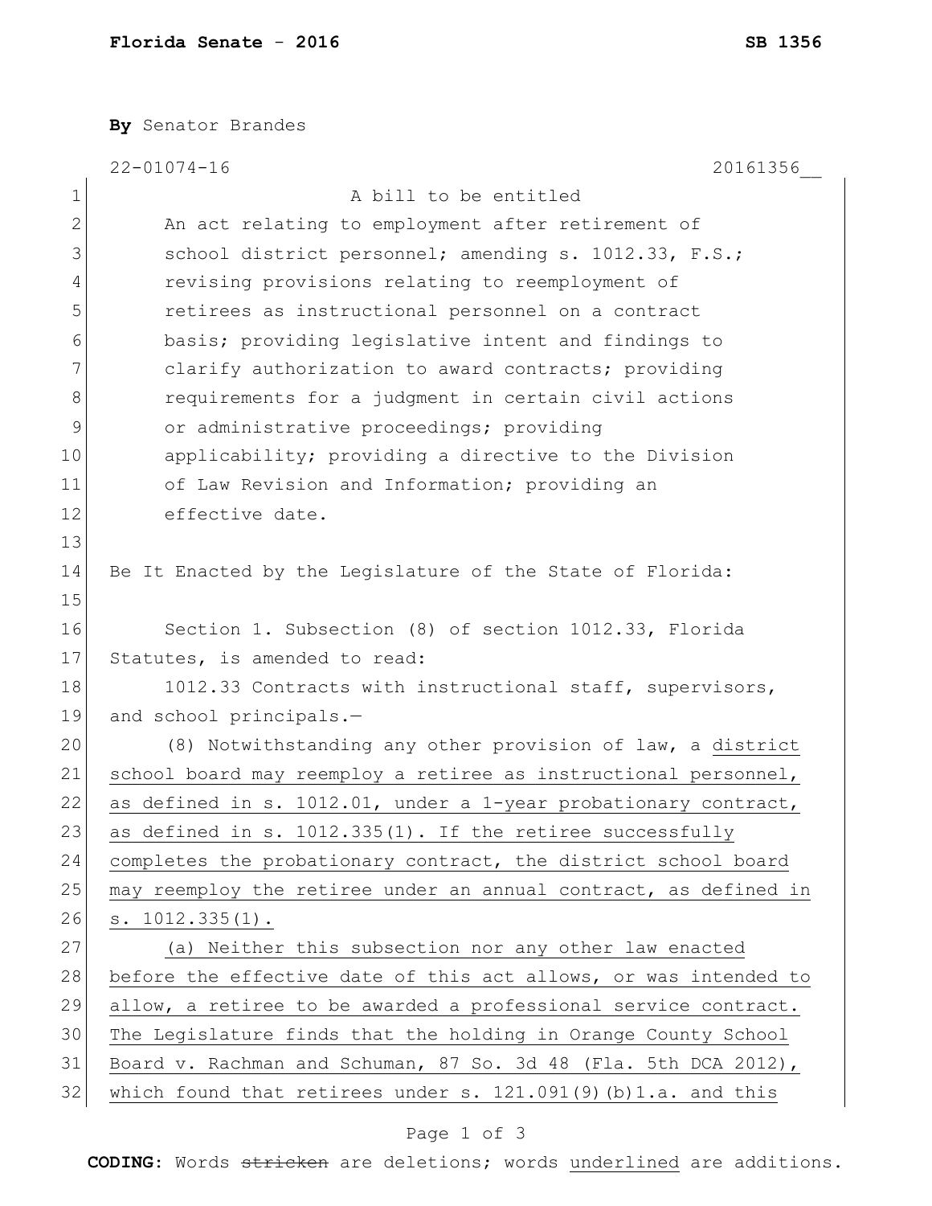**Florida Senate - 2016** **SB 1356**

**By** Senator Brandes

22-01074-16 20161356__

A bill to be entitled

An act relating to employment after retirement of school district personnel; amending s. 1012.33, F.S.; revising provisions relating to reemployment of retirees as instructional personnel on a contract basis; providing legislative intent and findings to clarify authorization to award contracts; providing requirements for a judgment in certain civil actions or administrative proceedings; providing applicability; providing a directive to the Division of Law Revision and Information; providing an effective date.

Be It Enacted by the Legislature of the State of Florida:

Section 1. Subsection (8) of section 1012.33, Florida Statutes, is amended to read:

1012.33 Contracts with instructional staff, supervisors, and school principals.—

(8) Notwithstanding any other provision of law, a <u>district school board may reemploy a retiree as instructional personnel, as defined in s. 1012.01, under a 1-year probationary contract, as defined in s. 1012.335(1). If the retiree successfully completes the probationary contract, the district school board may reemploy the retiree under an annual contract, as defined in s. 1012.335(1).</u>

<u>(a) Neither this subsection nor any other law enacted before the effective date of this act allows, or was intended to allow, a retiree to be awarded a professional service contract. The Legislature finds that the holding in Orange County School Board v. Rachman and Schuman, 87 So. 3d 48 (Fla. 5th DCA 2012), which found that retirees under s. 121.091(9)(b)1.a. and this</u>

**CODING:** Words ~~stricken~~ are deletions; words <u>underlined</u> are additions.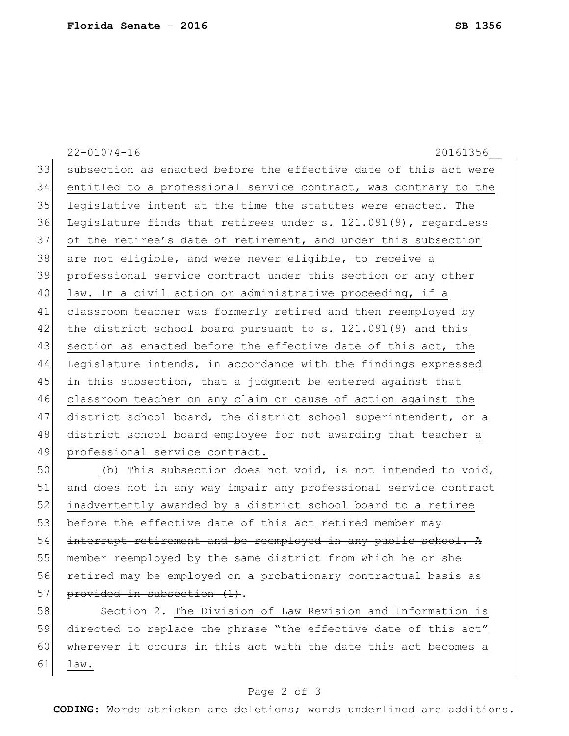22-01074-16 20161356__

33 subsection as enacted before the effective date of this act were
34 entitled to a professional service contract, was contrary to the
35 legislative intent at the time the statutes were enacted. The
36 Legislature finds that retirees under s. 121.091(9), regardless
37 of the retiree's date of retirement, and under this subsection
38 are not eligible, and were never eligible, to receive a
39 professional service contract under this section or any other
40 law. In a civil action or administrative proceeding, if a
41 classroom teacher was formerly retired and then reemployed by
42 the district school board pursuant to s. 121.091(9) and this
43 section as enacted before the effective date of this act, the
44 Legislature intends, in accordance with the findings expressed
45 in this subsection, that a judgment be entered against that
46 classroom teacher on any claim or cause of action against the
47 district school board, the district school superintendent, or a
48 district school board employee for not awarding that teacher a
49 professional service contract.

50 (b) This subsection does not void, is not intended to void,
51 and does not in any way impair any professional service contract
52 inadvertently awarded by a district school board to a retiree
53 before the effective date of this act ~~retired member may~~
54 ~~interrupt retirement and be reemployed in any public school. A~~
55 ~~member reemployed by the same district from which he or she~~
56 ~~retired may be employed on a probationary contractual basis as~~
57 ~~provided in subsection (1)~~.

58 Section 2. The Division of Law Revision and Information is
59 directed to replace the phrase "the effective date of this act"
60 wherever it occurs in this act with the date this act becomes a
61 law.

**CODING:** Words ~~stricken~~ are deletions; words underlined are additions.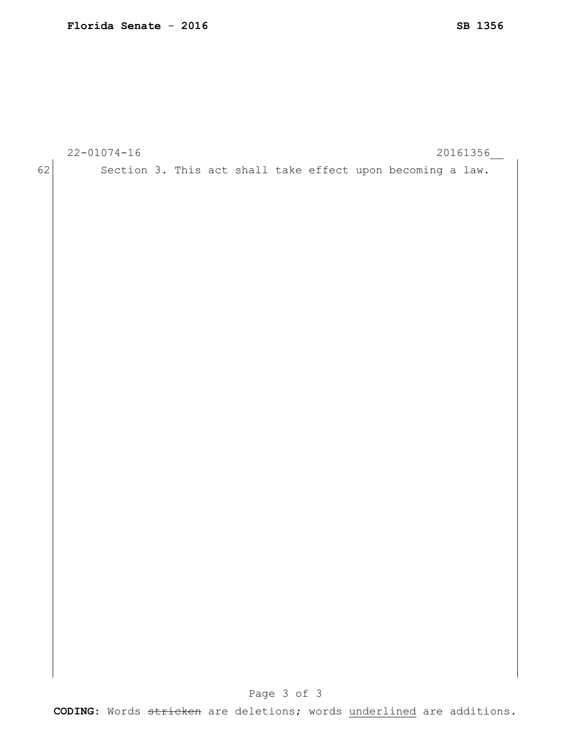22-01074-16 20161356__

62 Section 3. This act shall take effect upon becoming a law.

**CODING:** Words ~~stricken~~ are deletions; words <u>underlined</u> are additions.